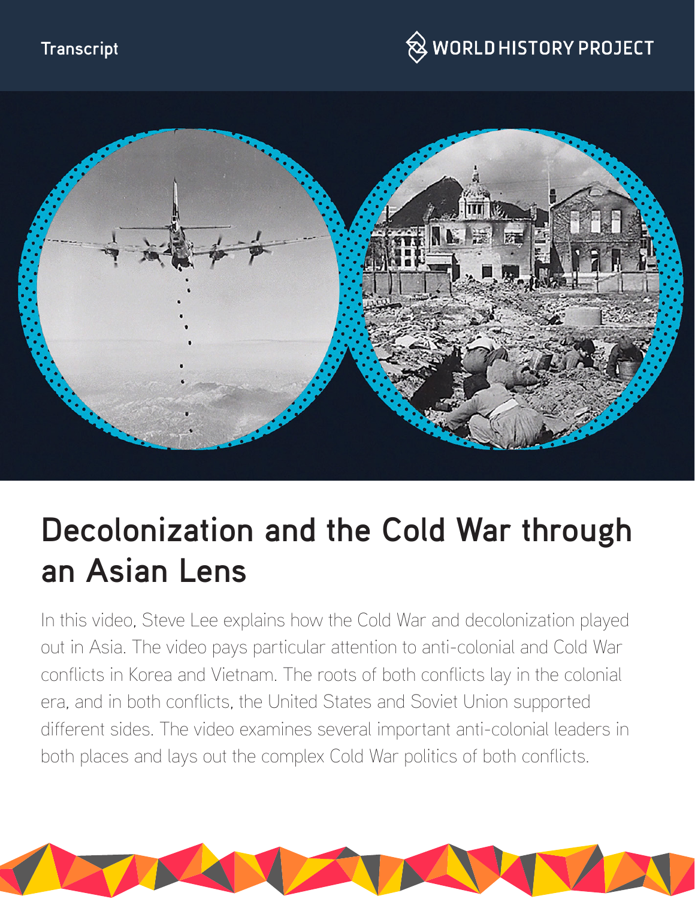Transcript

WORLD HISTORY PROJECT

# Decolonization and the Cold War through an Asian Lens

In this video, Steve Lee explains how the Cold War and decolonization played out in Asia. The video pays particular attention to anti-colonial and Cold War conflicts in Korea and Vietnam. The roots of both conflicts lay in the colonial era, and in both conflicts, the United States and Soviet Union supported different sides. The video examines several important anti-colonial leaders in both places and lays out the complex Cold War politics of both conflicts.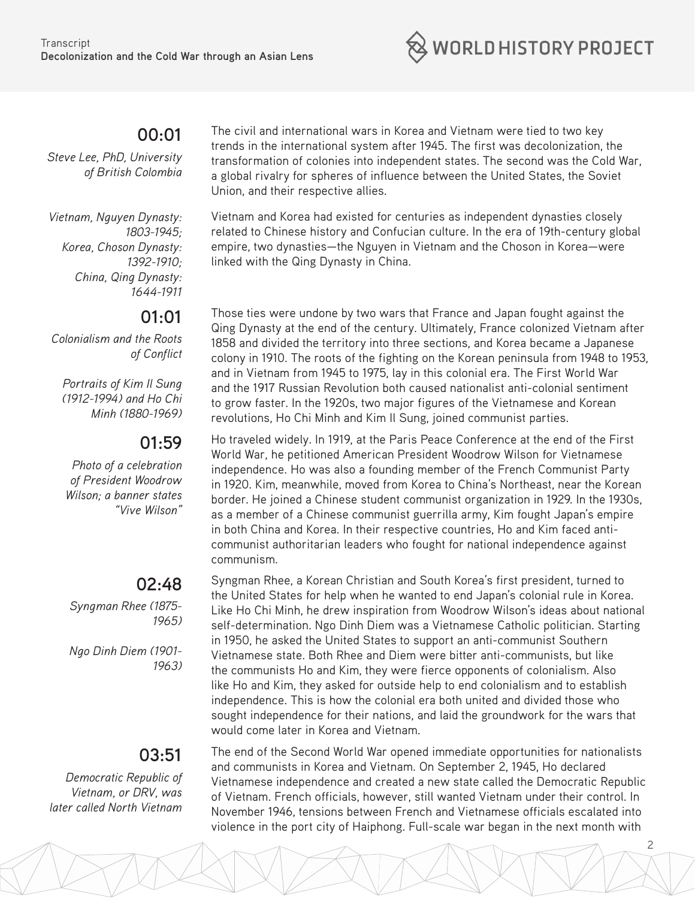**00:01**

*Steve Lee, PhD, University of British Colombia*

The civil and international wars in Korea and Vietnam were tied to two key trends in the international system after 1945. The first was decolonization, the transformation of colonies into independent states. The second was the Cold War, a global rivalry for spheres of influence between the United States, the Soviet Union, and their respective allies.

*Vietnam, Nguyen Dynasty: 1803-1945; Korea, Choson Dynasty: 1392-1910; China, Qing Dynasty: 1644-1911*

Vietnam and Korea had existed for centuries as independent dynasties closely related to Chinese history and Confucian culture. In the era of 19th-century global empire, two dynasties—the Nguyen in Vietnam and the Choson in Korea—were linked with the Qing Dynasty in China.

**01:01**

*Colonialism and the Roots of Conflict*

*Portraits of Kim Il Sung (1912-1994) and Ho Chi Minh (1880-1969)*

Those ties were undone by two wars that France and Japan fought against the Qing Dynasty at the end of the century. Ultimately, France colonized Vietnam after 1858 and divided the territory into three sections, and Korea became a Japanese colony in 1910. The roots of the fighting on the Korean peninsula from 1948 to 1953, and in Vietnam from 1945 to 1975, lay in this colonial era. The First World War and the 1917 Russian Revolution both caused nationalist anti-colonial sentiment to grow faster. In the 1920s, two major figures of the Vietnamese and Korean revolutions, Ho Chi Minh and Kim Il Sung, joined communist parties.

**01:59**

*Photo of a celebration of President Woodrow Wilson; a banner states "Vive Wilson"*

Ho traveled widely. In 1919, at the Paris Peace Conference at the end of the First World War, he petitioned American President Woodrow Wilson for Vietnamese independence. Ho was also a founding member of the French Communist Party in 1920. Kim, meanwhile, moved from Korea to China's Northeast, near the Korean border. He joined a Chinese student communist organization in 1929. In the 1930s, as a member of a Chinese communist guerrilla army, Kim fought Japan's empire in both China and Korea. In their respective countries, Ho and Kim faced anti-communist authoritarian leaders who fought for national independence against communism.

**02:48**

*Syngman Rhee (1875-1965)*

*Ngo Dinh Diem (1901-1963)*

Syngman Rhee, a Korean Christian and South Korea's first president, turned to the United States for help when he wanted to end Japan's colonial rule in Korea. Like Ho Chi Minh, he drew inspiration from Woodrow Wilson's ideas about national self-determination. Ngo Dinh Diem was a Vietnamese Catholic politician. Starting in 1950, he asked the United States to support an anti-communist Southern Vietnamese state. Both Rhee and Diem were bitter anti-communists, but like the communists Ho and Kim, they were fierce opponents of colonialism. Also like Ho and Kim, they asked for outside help to end colonialism and to establish independence. This is how the colonial era both united and divided those who sought independence for their nations, and laid the groundwork for the wars that would come later in Korea and Vietnam.

**03:51**

*Democratic Republic of Vietnam, or DRV, was later called North Vietnam*

The end of the Second World War opened immediate opportunities for nationalists and communists in Korea and Vietnam. On September 2, 1945, Ho declared Vietnamese independence and created a new state called the Democratic Republic of Vietnam. French officials, however, still wanted Vietnam under their control. In November 1946, tensions between French and Vietnamese officials escalated into violence in the port city of Haiphong. Full-scale war began in the next month with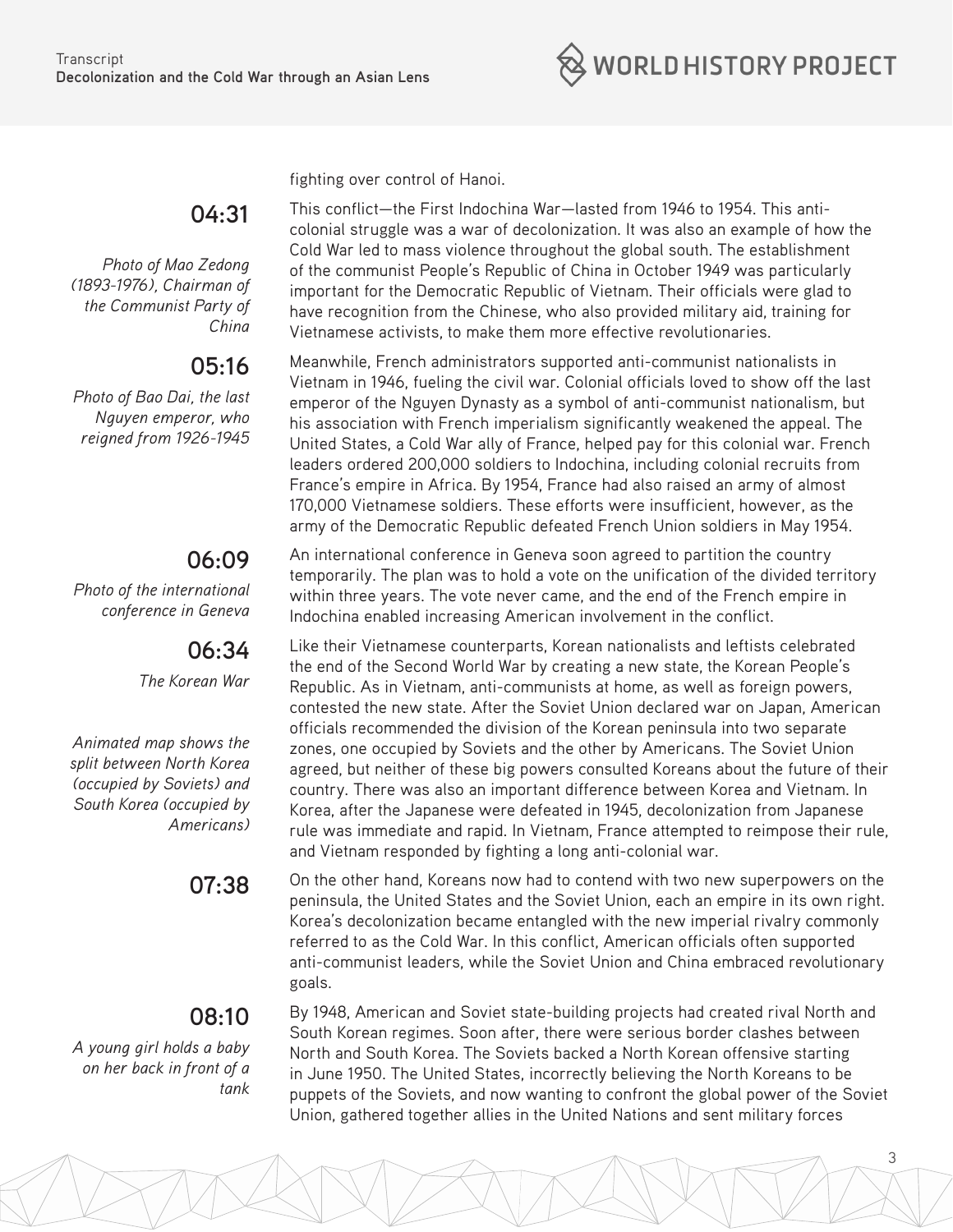fighting over control of Hanoi.

**04:31**

*Photo of Mao Zedong (1893-1976), Chairman of the Communist Party of China*

This conflict—the First Indochina War—lasted from 1946 to 1954. This anti-colonial struggle was a war of decolonization. It was also an example of how the Cold War led to mass violence throughout the global south. The establishment of the communist People's Republic of China in October 1949 was particularly important for the Democratic Republic of Vietnam. Their officials were glad to have recognition from the Chinese, who also provided military aid, training for Vietnamese activists, to make them more effective revolutionaries.

**05:16**

*Photo of Bao Dai, the last Nguyen emperor, who reigned from 1926-1945*

Meanwhile, French administrators supported anti-communist nationalists in Vietnam in 1946, fueling the civil war. Colonial officials loved to show off the last emperor of the Nguyen Dynasty as a symbol of anti-communist nationalism, but his association with French imperialism significantly weakened the appeal. The United States, a Cold War ally of France, helped pay for this colonial war. French leaders ordered 200,000 soldiers to Indochina, including colonial recruits from France's empire in Africa. By 1954, France had also raised an army of almost 170,000 Vietnamese soldiers. These efforts were insufficient, however, as the army of the Democratic Republic defeated French Union soldiers in May 1954.

**06:09**

*Photo of the international conference in Geneva*

An international conference in Geneva soon agreed to partition the country temporarily. The plan was to hold a vote on the unification of the divided territory within three years. The vote never came, and the end of the French empire in Indochina enabled increasing American involvement in the conflict.

**06:34**

*The Korean War*

*Animated map shows the split between North Korea (occupied by Soviets) and South Korea (occupied by Americans)*

Like their Vietnamese counterparts, Korean nationalists and leftists celebrated the end of the Second World War by creating a new state, the Korean People's Republic. As in Vietnam, anti-communists at home, as well as foreign powers, contested the new state. After the Soviet Union declared war on Japan, American officials recommended the division of the Korean peninsula into two separate zones, one occupied by Soviets and the other by Americans. The Soviet Union agreed, but neither of these big powers consulted Koreans about the future of their country. There was also an important difference between Korea and Vietnam. In Korea, after the Japanese were defeated in 1945, decolonization from Japanese rule was immediate and rapid. In Vietnam, France attempted to reimpose their rule, and Vietnam responded by fighting a long anti-colonial war.

**07:38**

On the other hand, Koreans now had to contend with two new superpowers on the peninsula, the United States and the Soviet Union, each an empire in its own right. Korea's decolonization became entangled with the new imperial rivalry commonly referred to as the Cold War. In this conflict, American officials often supported anti-communist leaders, while the Soviet Union and China embraced revolutionary goals.

**08:10**

*A young girl holds a baby on her back in front of a tank*

By 1948, American and Soviet state-building projects had created rival North and South Korean regimes. Soon after, there were serious border clashes between North and South Korea. The Soviets backed a North Korean offensive starting in June 1950. The United States, incorrectly believing the North Koreans to be puppets of the Soviets, and now wanting to confront the global power of the Soviet Union, gathered together allies in the United Nations and sent military forces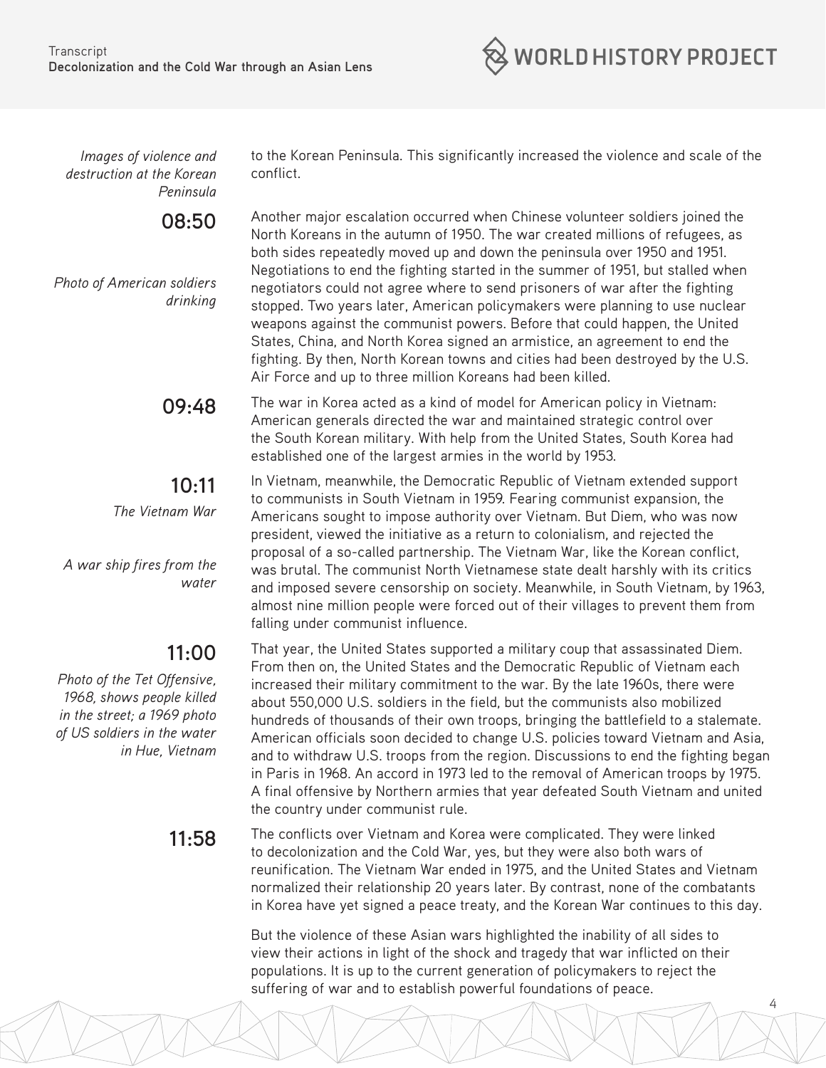*Images of violence and destruction at the Korean Peninsula*

to the Korean Peninsula. This significantly increased the violence and scale of the conflict.

**08:50**

*Photo of American soldiers drinking*

Another major escalation occurred when Chinese volunteer soldiers joined the North Koreans in the autumn of 1950. The war created millions of refugees, as both sides repeatedly moved up and down the peninsula over 1950 and 1951. Negotiations to end the fighting started in the summer of 1951, but stalled when negotiators could not agree where to send prisoners of war after the fighting stopped. Two years later, American policymakers were planning to use nuclear weapons against the communist powers. Before that could happen, the United States, China, and North Korea signed an armistice, an agreement to end the fighting. By then, North Korean towns and cities had been destroyed by the U.S. Air Force and up to three million Koreans had been killed.

**09:48**

The war in Korea acted as a kind of model for American policy in Vietnam: American generals directed the war and maintained strategic control over the South Korean military. With help from the United States, South Korea had established one of the largest armies in the world by 1953.

**10:11**

*The Vietnam War*

*A war ship fires from the water*

In Vietnam, meanwhile, the Democratic Republic of Vietnam extended support to communists in South Vietnam in 1959. Fearing communist expansion, the Americans sought to impose authority over Vietnam. But Diem, who was now president, viewed the initiative as a return to colonialism, and rejected the proposal of a so-called partnership. The Vietnam War, like the Korean conflict, was brutal. The communist North Vietnamese state dealt harshly with its critics and imposed severe censorship on society. Meanwhile, in South Vietnam, by 1963, almost nine million people were forced out of their villages to prevent them from falling under communist influence.

**11:00**

*Photo of the Tet Offensive, 1968, shows people killed in the street; a 1969 photo of US soldiers in the water in Hue, Vietnam*

That year, the United States supported a military coup that assassinated Diem. From then on, the United States and the Democratic Republic of Vietnam each increased their military commitment to the war. By the late 1960s, there were about 550,000 U.S. soldiers in the field, but the communists also mobilized hundreds of thousands of their own troops, bringing the battlefield to a stalemate. American officials soon decided to change U.S. policies toward Vietnam and Asia, and to withdraw U.S. troops from the region. Discussions to end the fighting began in Paris in 1968. An accord in 1973 led to the removal of American troops by 1975. A final offensive by Northern armies that year defeated South Vietnam and united the country under communist rule.

**11:58**

The conflicts over Vietnam and Korea were complicated. They were linked to decolonization and the Cold War, yes, but they were also both wars of reunification. The Vietnam War ended in 1975, and the United States and Vietnam normalized their relationship 20 years later. By contrast, none of the combatants in Korea have yet signed a peace treaty, and the Korean War continues to this day.

But the violence of these Asian wars highlighted the inability of all sides to view their actions in light of the shock and tragedy that war inflicted on their populations. It is up to the current generation of policymakers to reject the suffering of war and to establish powerful foundations of peace.